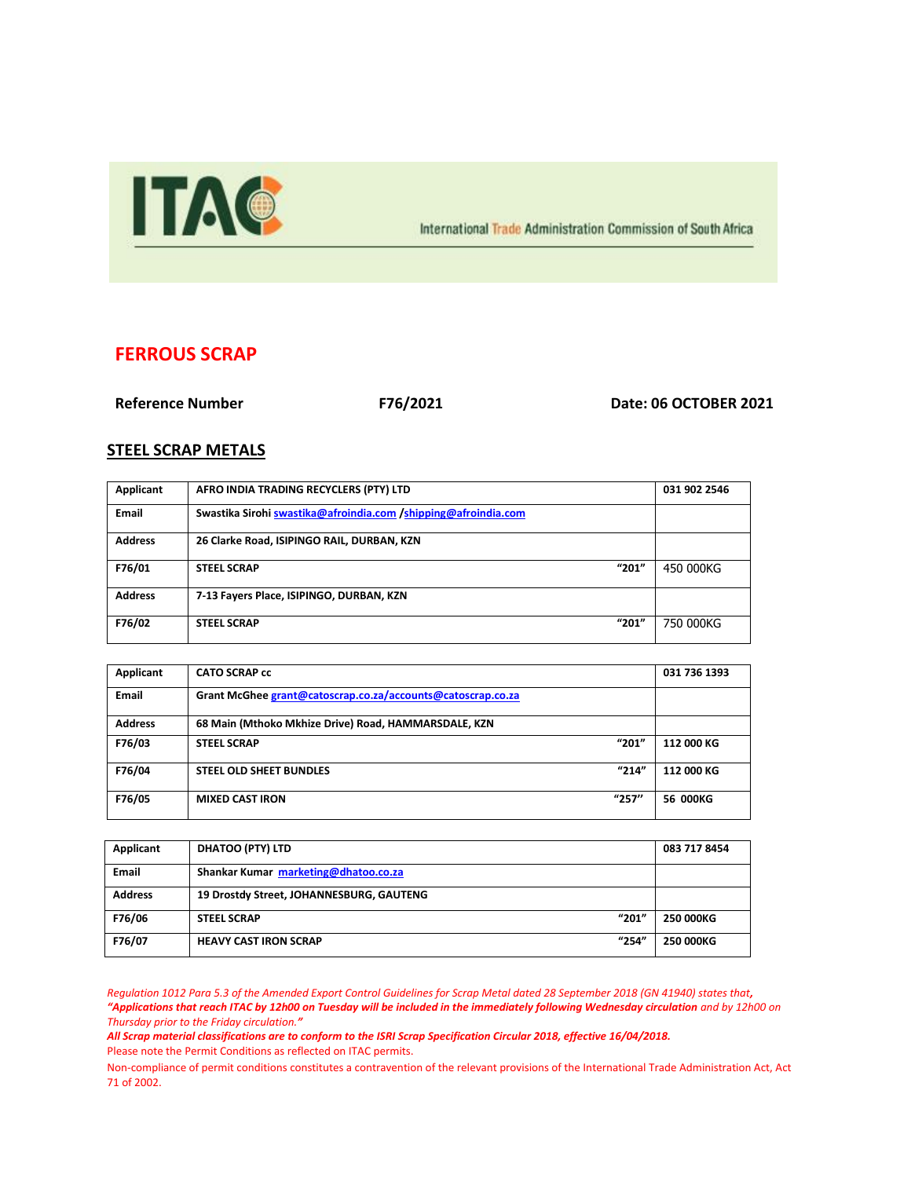ITAC

International Trade Administration Commission of South Africa

# FERROUS SCRAP

**Reference Number** **F76/2021** **Date: 06 OCTOBER 2021**

## STEEL SCRAP METALS

| **Applicant** | **AFRO INDIA TRADING RECYCLERS (PTY) LTD** | | **031 902 2546** |
|---|---|---|---|
| **Email** | **Swastika Sirohi swastika@afroindia.com /shipping@afroindia.com** | | |
| **Address** | **26 Clarke Road, ISIPINGO RAIL, DURBAN, KZN** | | |
| **F76/01** | **STEEL SCRAP** | **"201"** | 450 000KG |
| **Address** | **7-13 Fayers Place, ISIPINGO, DURBAN, KZN** | | |
| **F76/02** | **STEEL SCRAP** | **"201"** | 750 000KG |

| **Applicant** | **CATO SCRAP cc** | | **031 736 1393** |
|---|---|---|---|
| **Email** | **Grant McGhee grant@catoscrap.co.za/accounts@catoscrap.co.za** | | |
| **Address** | **68 Main (Mthoko Mkhize Drive) Road, HAMMARSDALE, KZN** | | |
| **F76/03** | **STEEL SCRAP** | **"201"** | **112 000 KG** |
| **F76/04** | **STEEL OLD SHEET BUNDLES** | **"214"** | **112 000 KG** |
| **F76/05** | **MIXED CAST IRON** | **"257"** | **56 000KG** |

| **Applicant** | **DHATOO (PTY) LTD** | | **083 717 8454** |
|---|---|---|---|
| **Email** | **Shankar Kumar marketing@dhatoo.co.za** | | |
| **Address** | **19 Drostdy Street, JOHANNESBURG, GAUTENG** | | |
| **F76/06** | **STEEL SCRAP** | **"201"** | **250 000KG** |
| **F76/07** | **HEAVY CAST IRON SCRAP** | **"254"** | **250 000KG** |

*Regulation 1012 Para 5.3 of the Amended Export Control Guidelines for Scrap Metal dated 28 September 2018 (GN 41940) states that,* ***"Applications that reach ITAC by 12h00 on Tuesday will be included in the immediately following Wednesday circulation*** *and by 12h00 on Thursday prior to the Friday circulation."*

***All Scrap material classifications are to conform to the ISRI Scrap Specification Circular 2018, effective 16/04/2018.***

Please note the Permit Conditions as reflected on ITAC permits.

Non-compliance of permit conditions constitutes a contravention of the relevant provisions of the International Trade Administration Act, Act 71 of 2002.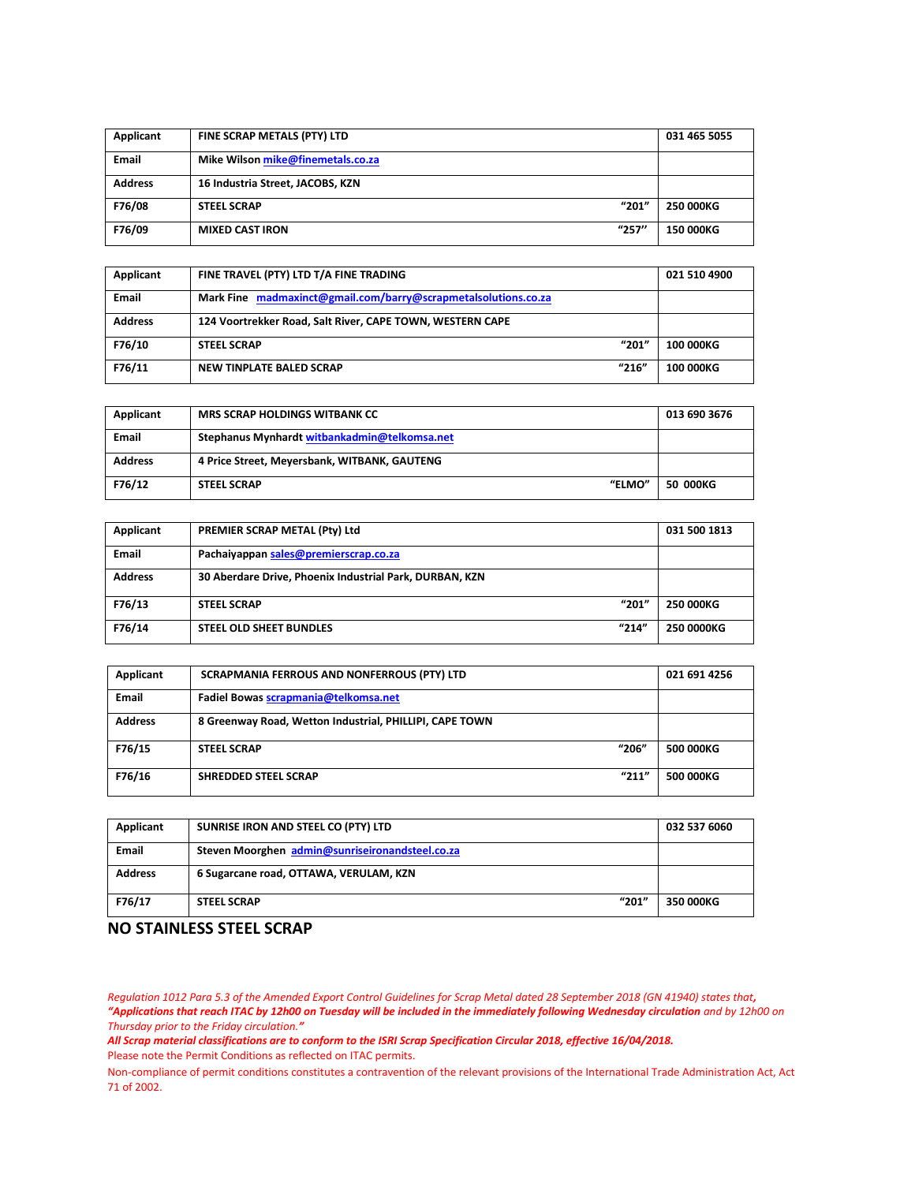| | | | |
|---|---|---|---|
| **Applicant** | **FINE SCRAP METALS (PTY) LTD** | | **031 465 5055** |
| **Email** | **Mike Wilson mike@finemetals.co.za** | | |
| **Address** | **16 Industria Street, JACOBS, KZN** | | |
| **F76/08** | **STEEL SCRAP** | **"201"** | **250 000KG** |
| **F76/09** | **MIXED CAST IRON** | **"257"** | **150 000KG** |

| | | | |
|---|---|---|---|
| **Applicant** | **FINE TRAVEL (PTY) LTD T/A FINE TRADING** | | **021 510 4900** |
| **Email** | **Mark Fine madmaxinct@gmail.com/barry@scrapmetalsolutions.co.za** | | |
| **Address** | **124 Voortrekker Road, Salt River, CAPE TOWN, WESTERN CAPE** | | |
| **F76/10** | **STEEL SCRAP** | **"201"** | **100 000KG** |
| **F76/11** | **NEW TINPLATE BALED SCRAP** | **"216"** | **100 000KG** |

| | | | |
|---|---|---|---|
| **Applicant** | **MRS SCRAP HOLDINGS WITBANK CC** | | **013 690 3676** |
| **Email** | **Stephanus Mynhardt witbankadmin@telkomsa.net** | | |
| **Address** | **4 Price Street, Meyersbank, WITBANK, GAUTENG** | | |
| **F76/12** | **STEEL SCRAP** | **"ELMO"** | **50 000KG** |

| | | | |
|---|---|---|---|
| **Applicant** | **PREMIER SCRAP METAL (Pty) Ltd** | | **031 500 1813** |
| **Email** | **Pachaiyappan sales@premierscrap.co.za** | | |
| **Address** | **30 Aberdare Drive, Phoenix Industrial Park, DURBAN, KZN** | | |
| **F76/13** | **STEEL SCRAP** | **"201"** | **250 000KG** |
| **F76/14** | **STEEL OLD SHEET BUNDLES** | **"214"** | **250 0000KG** |

| | | | |
|---|---|---|---|
| **Applicant** | **SCRAPMANIA FERROUS AND NONFERROUS (PTY) LTD** | | **021 691 4256** |
| **Email** | **Fadiel Bowas scrapmania@telkomsa.net** | | |
| **Address** | **8 Greenway Road, Wetton Industrial, PHILLIPI, CAPE TOWN** | | |
| **F76/15** | **STEEL SCRAP** | **"206"** | **500 000KG** |
| **F76/16** | **SHREDDED STEEL SCRAP** | **"211"** | **500 000KG** |

| | | | |
|---|---|---|---|
| **Applicant** | **SUNRISE IRON AND STEEL CO (PTY) LTD** | | **032 537 6060** |
| **Email** | **Steven Moorghen admin@sunriseironandsteel.co.za** | | |
| **Address** | **6 Sugarcane road, OTTAWA, VERULAM, KZN** | | |
| **F76/17** | **STEEL SCRAP** | **"201"** | **350 000KG** |

## NO STAINLESS STEEL SCRAP

*Regulation 1012 Para 5.3 of the Amended Export Control Guidelines for Scrap Metal dated 28 September 2018 (GN 41940) states that,* ***"Applications that reach ITAC by 12h00 on Tuesday will be included in the immediately following Wednesday circulation*** *and by 12h00 on Thursday prior to the Friday circulation.****"***

***All Scrap material classifications are to conform to the ISRI Scrap Specification Circular 2018, effective 16/04/2018.***

Please note the Permit Conditions as reflected on ITAC permits.

Non-compliance of permit conditions constitutes a contravention of the relevant provisions of the International Trade Administration Act, Act 71 of 2002.